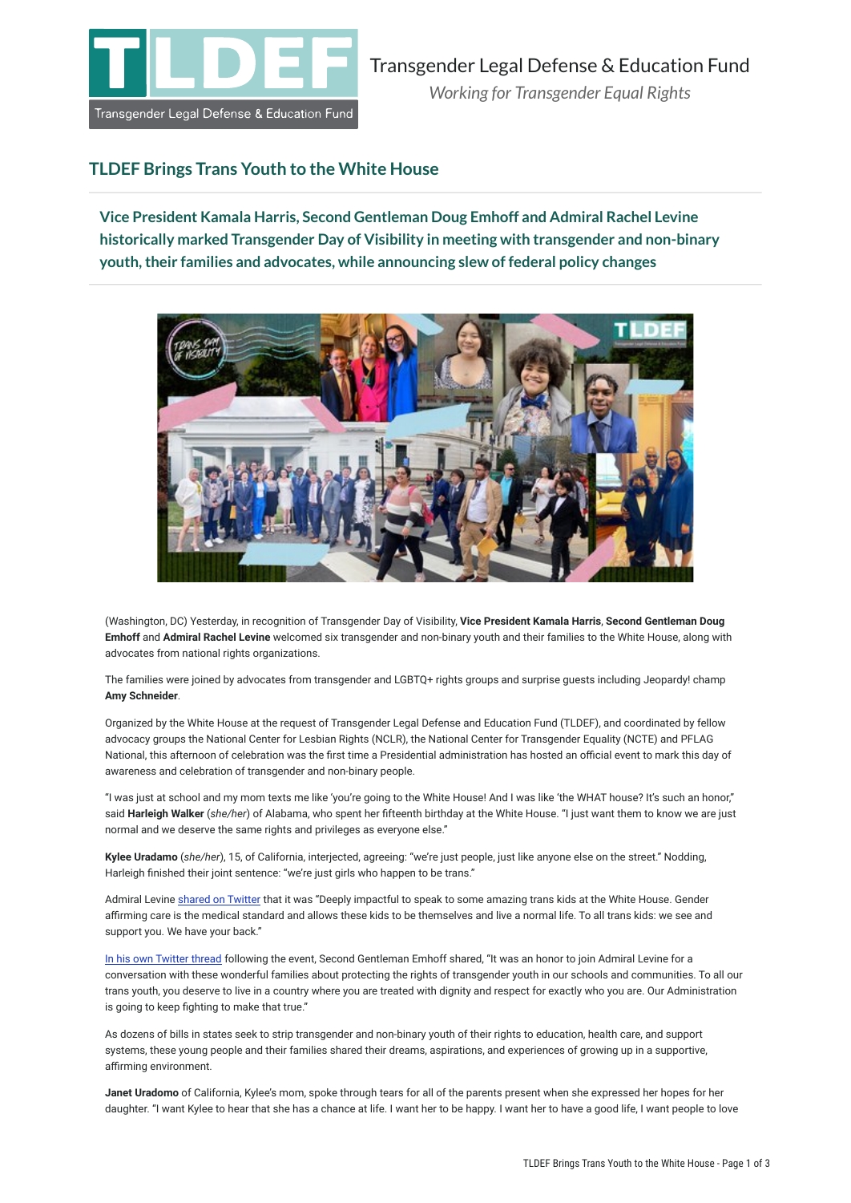# Transgender Legal Defense & Education Fund

*Working for Transgender Equal Rights*

## TLDEF Brings Trans Youth to the White House

### Vice President Kamala Harris, Second Gentleman Doug Emhoff and Admiral Rachel Levine historically marked Transgender Day of Visibility in meeting with transgender and non-binary youth, their families and advocates, while announcing slew of federal policy changes

(Washington, DC) Yesterday, in recognition of Transgender Day of Visibility, **Vice President Kamala Harris**, **Second Gentleman Doug Emhoff** and **Admiral Rachel Levine** welcomed six transgender and non-binary youth and their families to the White House, along with advocates from national rights organizations.

The families were joined by advocates from transgender and LGBTQ+ rights groups and surprise guests including Jeopardy! champ **Amy Schneider**.

Organized by the White House at the request of Transgender Legal Defense and Education Fund (TLDEF), and coordinated by fellow advocacy groups the National Center for Lesbian Rights (NCLR), the National Center for Transgender Equality (NCTE) and PFLAG National, this afternoon of celebration was the first time a Presidential administration has hosted an official event to mark this day of awareness and celebration of transgender and non-binary people.

"I was just at school and my mom texts me like 'you're going to the White House! And I was like 'the WHAT house? It's such an honor," said **Harleigh Walker** (*she/her*) of Alabama, who spent her fifteenth birthday at the White House. "I just want them to know we are just normal and we deserve the same rights and privileges as everyone else."

**Kylee Uradamo** (*she/her*), 15, of California, interjected, agreeing: "we're just people, just like anyone else on the street." Nodding, Harleigh finished their joint sentence: "we're just girls who happen to be trans."

Admiral Levine shared on Twitter that it was "Deeply impactful to speak to some amazing trans kids at the White House. Gender affirming care is the medical standard and allows these kids to be themselves and live a normal life. To all trans kids: we see and support you. We have your back."

In his own Twitter thread following the event, Second Gentleman Emhoff shared, "It was an honor to join Admiral Levine for a conversation with these wonderful families about protecting the rights of transgender youth in our schools and communities. To all our trans youth, you deserve to live in a country where you are treated with dignity and respect for exactly who you are. Our Administration is going to keep fighting to make that true."

As dozens of bills in states seek to strip transgender and non-binary youth of their rights to education, health care, and support systems, these young people and their families shared their dreams, aspirations, and experiences of growing up in a supportive, affirming environment.

**Janet Uradomo** of California, Kylee's mom, spoke through tears for all of the parents present when she expressed her hopes for her daughter. "I want Kylee to hear that she has a chance at life. I want her to be happy. I want her to have a good life, I want people to love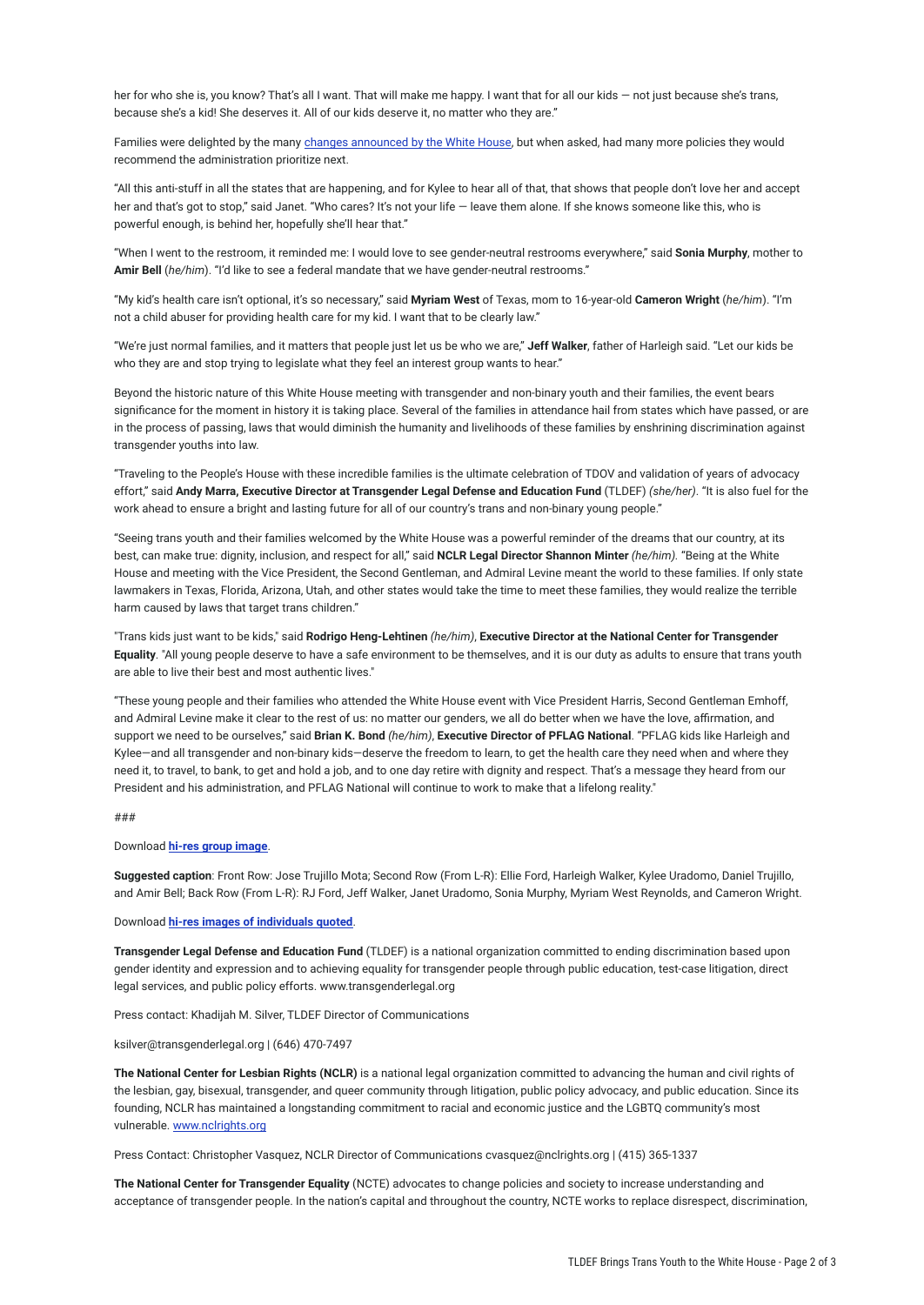her for who she is, you know? That's all I want. That will make me happy. I want that for all our kids — not just because she's trans, because she's a kid! She deserves it. All of our kids deserve it, no matter who they are."

Families were delighted by the many [changes announced by the White House](), but when asked, had many more policies they would recommend the administration prioritize next.

"All this anti-stuff in all the states that are happening, and for Kylee to hear all of that, that shows that people don't love her and accept her and that's got to stop," said Janet. "Who cares? It's not your life — leave them alone. If she knows someone like this, who is powerful enough, is behind her, hopefully she'll hear that."

"When I went to the restroom, it reminded me: I would love to see gender-neutral restrooms everywhere," said **Sonia Murphy**, mother to **Amir Bell** (*he/him*). "I'd like to see a federal mandate that we have gender-neutral restrooms."

"My kid's health care isn't optional, it's so necessary," said **Myriam West** of Texas, mom to 16-year-old **Cameron Wright** (*he/him*). "I'm not a child abuser for providing health care for my kid. I want that to be clearly law."

"We're just normal families, and it matters that people just let us be who we are," **Jeff Walker**, father of Harleigh said. "Let our kids be who they are and stop trying to legislate what they feel an interest group wants to hear."

Beyond the historic nature of this White House meeting with transgender and non-binary youth and their families, the event bears significance for the moment in history it is taking place. Several of the families in attendance hail from states which have passed, or are in the process of passing, laws that would diminish the humanity and livelihoods of these families by enshrining discrimination against transgender youths into law.

"Traveling to the People's House with these incredible families is the ultimate celebration of TDOV and validation of years of advocacy effort," said **Andy Marra, Executive Director at Transgender Legal Defense and Education Fund** (TLDEF) *(she/her)*. "It is also fuel for the work ahead to ensure a bright and lasting future for all of our country's trans and non-binary young people."

"Seeing trans youth and their families welcomed by the White House was a powerful reminder of the dreams that our country, at its best, can make true: dignity, inclusion, and respect for all," said **NCLR Legal Director Shannon Minter** *(he/him)*. "Being at the White House and meeting with the Vice President, the Second Gentleman, and Admiral Levine meant the world to these families. If only state lawmakers in Texas, Florida, Arizona, Utah, and other states would take the time to meet these families, they would realize the terrible harm caused by laws that target trans children."

"Trans kids just want to be kids," said **Rodrigo Heng-Lehtinen** *(he/him)*, **Executive Director at the National Center for Transgender Equality**. "All young people deserve to have a safe environment to be themselves, and it is our duty as adults to ensure that trans youth are able to live their best and most authentic lives."

"These young people and their families who attended the White House event with Vice President Harris, Second Gentleman Emhoff, and Admiral Levine make it clear to the rest of us: no matter our genders, we all do better when we have the love, affirmation, and support we need to be ourselves," said **Brian K. Bond** *(he/him)*, **Executive Director of PFLAG National**. "PFLAG kids like Harleigh and Kylee—and all transgender and non-binary kids—deserve the freedom to learn, to get the health care they need when and where they need it, to travel, to bank, to get and hold a job, and to one day retire with dignity and respect. That's a message they heard from our President and his administration, and PFLAG National will continue to work to make that a lifelong reality."

###

Download **[hi-res group image]()**.

**Suggested caption**: Front Row: Jose Trujillo Mota; Second Row (From L-R): Ellie Ford, Harleigh Walker, Kylee Uradomo, Daniel Trujillo, and Amir Bell; Back Row (From L-R): RJ Ford, Jeff Walker, Janet Uradomo, Sonia Murphy, Myriam West Reynolds, and Cameron Wright.

Download **[hi-res images of individuals quoted]()**.

**Transgender Legal Defense and Education Fund** (TLDEF) is a national organization committed to ending discrimination based upon gender identity and expression and to achieving equality for transgender people through public education, test-case litigation, direct legal services, and public policy efforts. www.transgenderlegal.org

Press contact: Khadijah M. Silver, TLDEF Director of Communications

ksilver@transgenderlegal.org | (646) 470-7497

**The National Center for Lesbian Rights (NCLR)** is a national legal organization committed to advancing the human and civil rights of the lesbian, gay, bisexual, transgender, and queer community through litigation, public policy advocacy, and public education. Since its founding, NCLR has maintained a longstanding commitment to racial and economic justice and the LGBTQ community's most vulnerable. [www.nclrights.org]()

Press Contact: Christopher Vasquez, NCLR Director of Communications cvasquez@nclrights.org | (415) 365-1337

**The National Center for Transgender Equality** (NCTE) advocates to change policies and society to increase understanding and acceptance of transgender people. In the nation's capital and throughout the country, NCTE works to replace disrespect, discrimination,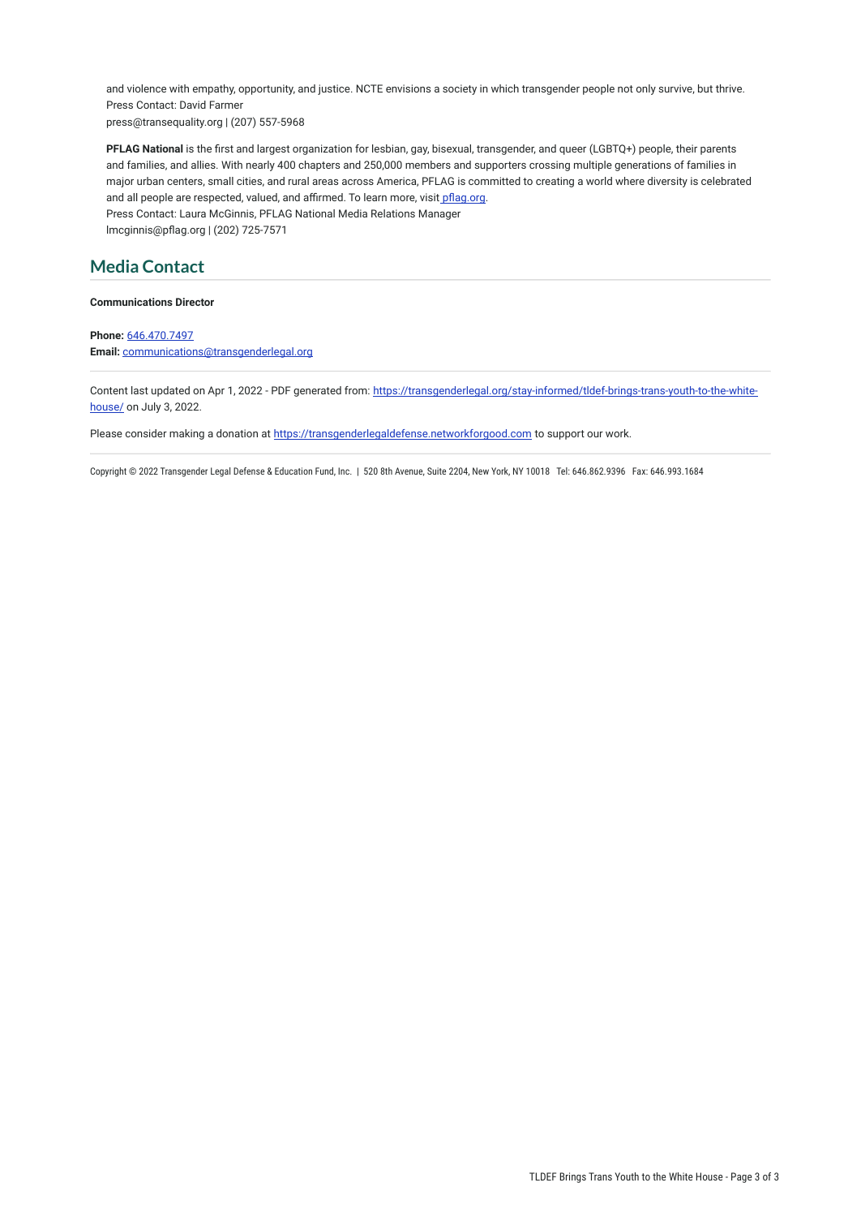and violence with empathy, opportunity, and justice. NCTE envisions a society in which transgender people not only survive, but thrive.
Press Contact: David Farmer
press@transequality.org | (207) 557-5968

**PFLAG National** is the first and largest organization for lesbian, gay, bisexual, transgender, and queer (LGBTQ+) people, their parents and families, and allies. With nearly 400 chapters and 250,000 members and supporters crossing multiple generations of families in major urban centers, small cities, and rural areas across America, PFLAG is committed to creating a world where diversity is celebrated and all people are respected, valued, and affirmed. To learn more, visit pflag.org.
Press Contact: Laura McGinnis, PFLAG National Media Relations Manager
lmcginnis@pflag.org | (202) 725-7571

## Media Contact

**Communications Director**

**Phone:** 646.470.7497
**Email:** communications@transgenderlegal.org

Content last updated on Apr 1, 2022 - PDF generated from: https://transgenderlegal.org/stay-informed/tldef-brings-trans-youth-to-the-white-house/ on July 3, 2022.

Please consider making a donation at https://transgenderlegaldefense.networkforgood.com to support our work.

Copyright © 2022 Transgender Legal Defense & Education Fund, Inc. | 520 8th Avenue, Suite 2204, New York, NY 10018 Tel: 646.862.9396 Fax: 646.993.1684